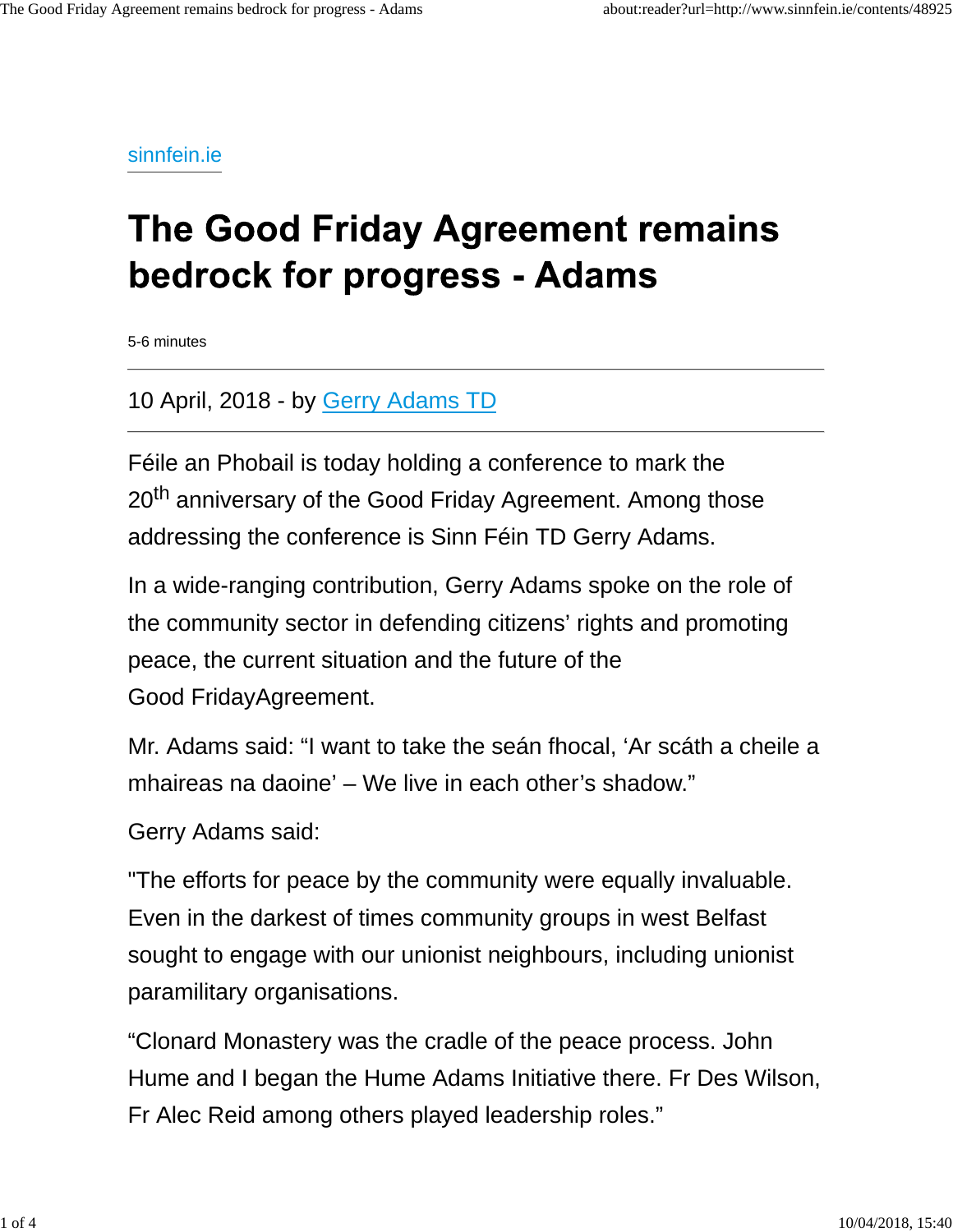sinnfein.ie

# The Good Friday Agreement remains bedrock for progress - Adams

5-6 minutes

---

10 April, 2018 - by Gerry Adams TD

---

Féile an Phobail is today holding a conference to mark the 20th anniversary of the Good Friday Agreement. Among those addressing the conference is Sinn Féin TD Gerry Adams.

In a wide-ranging contribution, Gerry Adams spoke on the role of the community sector in defending citizens' rights and promoting peace, the current situation and the future of the Good FridayAgreement.

Mr. Adams said: "I want to take the seán fhocal, 'Ar scáth a cheile a mhaireas na daoine' – We live in each other's shadow."

Gerry Adams said:

"The efforts for peace by the community were equally invaluable. Even in the darkest of times community groups in west Belfast sought to engage with our unionist neighbours, including unionist paramilitary organisations.

"Clonard Monastery was the cradle of the peace process. John Hume and I began the Hume Adams Initiative there. Fr Des Wilson, Fr Alec Reid among others played leadership roles."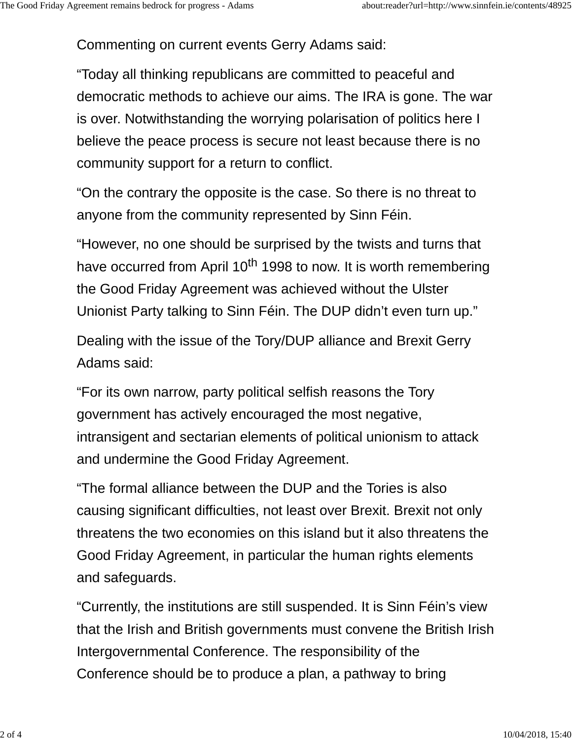Commenting on current events Gerry Adams said:

“Today all thinking republicans are committed to peaceful and democratic methods to achieve our aims. The IRA is gone. The war is over. Notwithstanding the worrying polarisation of politics here I believe the peace process is secure not least because there is no community support for a return to conflict.

“On the contrary the opposite is the case. So there is no threat to anyone from the community represented by Sinn Féin.

“However, no one should be surprised by the twists and turns that have occurred from April 10th 1998 to now. It is worth remembering the Good Friday Agreement was achieved without the Ulster Unionist Party talking to Sinn Féin. The DUP didn’t even turn up.”

Dealing with the issue of the Tory/DUP alliance and Brexit Gerry Adams said:

“For its own narrow, party political selfish reasons the Tory government has actively encouraged the most negative, intransigent and sectarian elements of political unionism to attack and undermine the Good Friday Agreement.

“The formal alliance between the DUP and the Tories is also causing significant difficulties, not least over Brexit. Brexit not only threatens the two economies on this island but it also threatens the Good Friday Agreement, in particular the human rights elements and safeguards.

“Currently, the institutions are still suspended. It is Sinn Féin’s view that the Irish and British governments must convene the British Irish Intergovernmental Conference. The responsibility of the Conference should be to produce a plan, a pathway to bring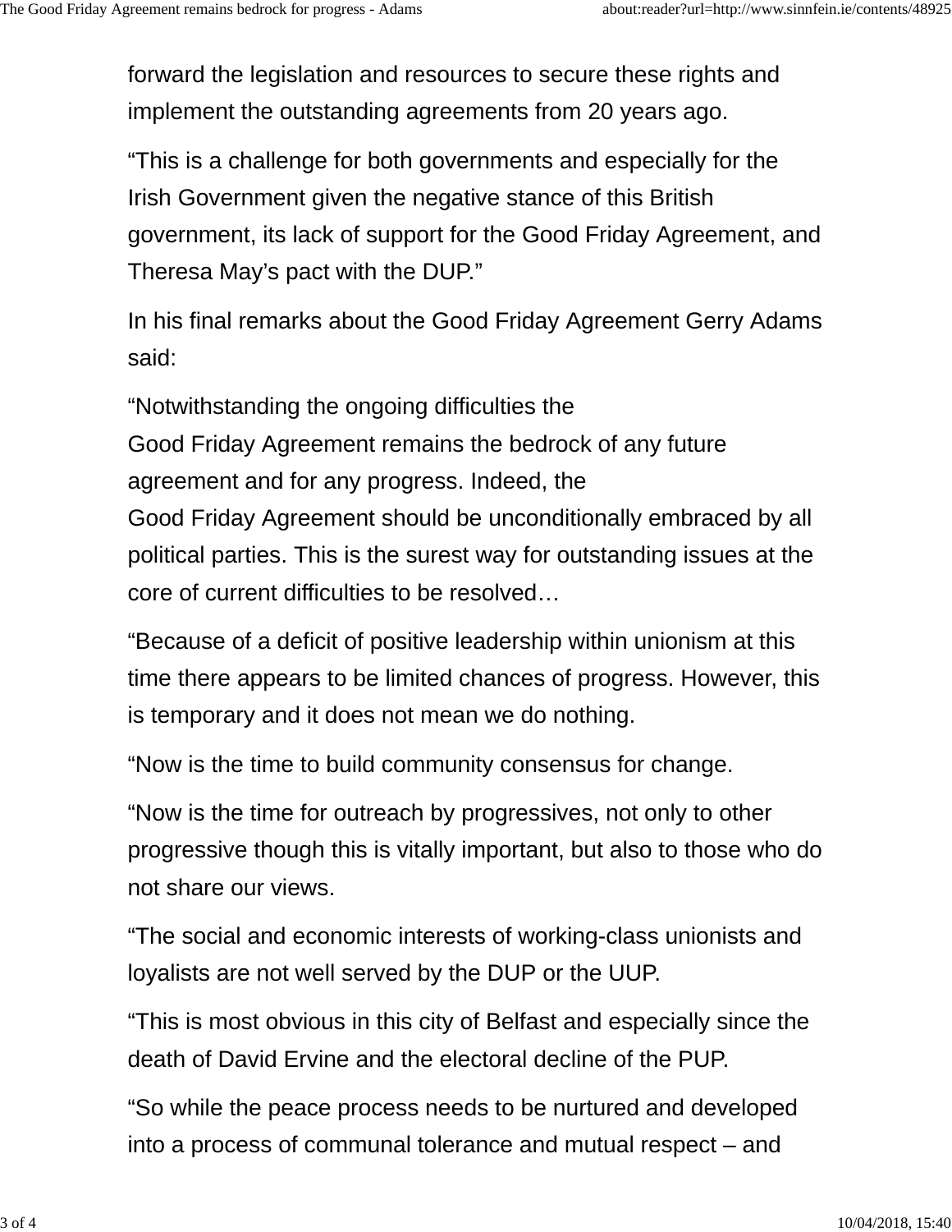forward the legislation and resources to secure these rights and implement the outstanding agreements from 20 years ago.

“This is a challenge for both governments and especially for the Irish Government given the negative stance of this British government, its lack of support for the Good Friday Agreement, and Theresa May’s pact with the DUP.”

In his final remarks about the Good Friday Agreement Gerry Adams said:

“Notwithstanding the ongoing difficulties the Good Friday Agreement remains the bedrock of any future agreement and for any progress. Indeed, the Good Friday Agreement should be unconditionally embraced by all political parties. This is the surest way for outstanding issues at the core of current difficulties to be resolved…

“Because of a deficit of positive leadership within unionism at this time there appears to be limited chances of progress. However, this is temporary and it does not mean we do nothing.

“Now is the time to build community consensus for change.

“Now is the time for outreach by progressives, not only to other progressive though this is vitally important, but also to those who do not share our views.

“The social and economic interests of working-class unionists and loyalists are not well served by the DUP or the UUP.

“This is most obvious in this city of Belfast and especially since the death of David Ervine and the electoral decline of the PUP.

“So while the peace process needs to be nurtured and developed into a process of communal tolerance and mutual respect – and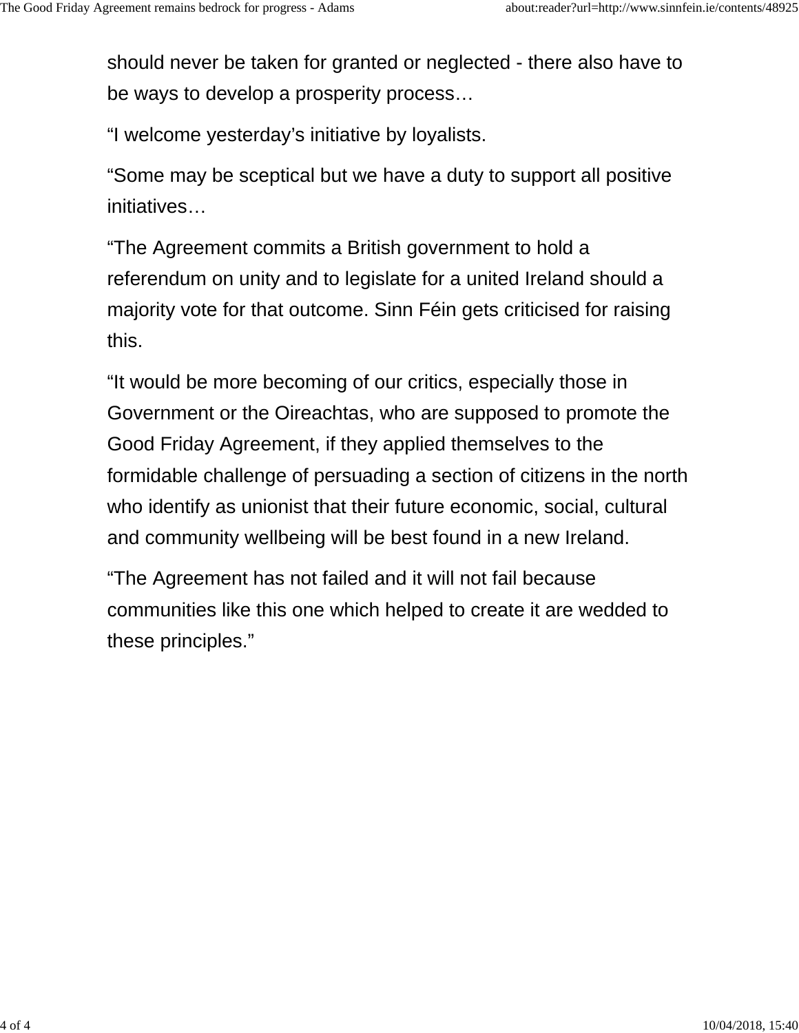should never be taken for granted or neglected - there also have to be ways to develop a prosperity process…

“I welcome yesterday’s initiative by loyalists.

“Some may be sceptical but we have a duty to support all positive initiatives…

“The Agreement commits a British government to hold a referendum on unity and to legislate for a united Ireland should a majority vote for that outcome. Sinn Féin gets criticised for raising this.

“It would be more becoming of our critics, especially those in Government or the Oireachtas, who are supposed to promote the Good Friday Agreement, if they applied themselves to the formidable challenge of persuading a section of citizens in the north who identify as unionist that their future economic, social, cultural and community wellbeing will be best found in a new Ireland.

“The Agreement has not failed and it will not fail because communities like this one which helped to create it are wedded to these principles.”